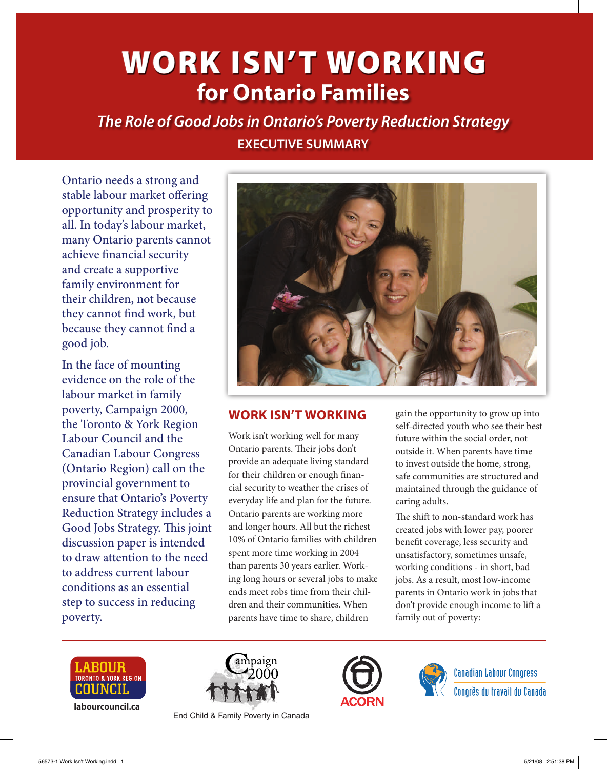# WORK ISN'T WORKING for Ontario Families

*The Role of Good Jobs in Ontario's Poverty Reduction Strategy*

**EXECUTIVE SUMMARY**

Ontario needs a strong and stable labour market offering opportunity and prosperity to all. In today's labour market, many Ontario parents cannot achieve financial security and create a supportive family environment for their children, not because they cannot find work, but because they cannot find a good job.

In the face of mounting evidence on the role of the labour market in family poverty, Campaign 2000, the Toronto & York Region Labour Council and the Canadian Labour Congress (Ontario Region) call on the provincial government to ensure that Ontario's Poverty Reduction Strategy includes a Good Jobs Strategy. This joint discussion paper is intended to draw attention to the need to address current labour conditions as an essential step to success in reducing poverty.

## WORK ISN'T WORKING

Work isn't working well for many Ontario parents. Their jobs don't provide an adequate living standard for their children or enough financial security to weather the crises of everyday life and plan for the future. Ontario parents are working more and longer hours. All but the richest 10% of Ontario families with children spent more time working in 2004 than parents 30 years earlier. Working long hours or several jobs to make ends meet robs time from their children and their communities. When parents have time to share, children gain the opportunity to grow up into self-directed youth who see their best future within the social order, not outside it. When parents have time to invest outside the home, strong, safe communities are structured and maintained through the guidance of caring adults.

The shift to non-standard work has created jobs with lower pay, poorer benefit coverage, less security and unsatisfactory, sometimes unsafe, working conditions - in short, bad jobs. As a result, most low-income parents in Ontario work in jobs that don't provide enough income to lift a family out of poverty:

LABOUR TORONTO & YORK REGION COUNCIL
labourcouncil.ca

Campaign 2000
End Child & Family Poverty in Canada

ACORN

Canadian Labour Congress
Congrès du travail du Canada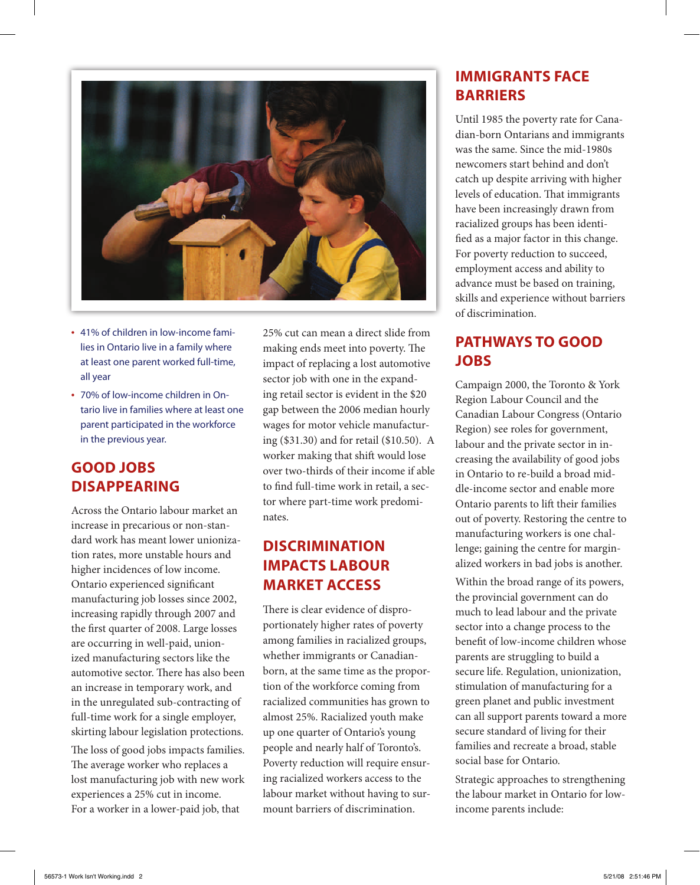- 41% of children in low-income families in Ontario live in a family where at least one parent worked full-time, all year
- 70% of low-income children in Ontario live in families where at least one parent participated in the workforce in the previous year.

## GOOD JOBS DISAPPEARING

Across the Ontario labour market an increase in precarious or non-standard work has meant lower unionization rates, more unstable hours and higher incidences of low income. Ontario experienced significant manufacturing job losses since 2002, increasing rapidly through 2007 and the first quarter of 2008. Large losses are occurring in well-paid, unionized manufacturing sectors like the automotive sector. There has also been an increase in temporary work, and in the unregulated sub-contracting of full-time work for a single employer, skirting labour legislation protections.

The loss of good jobs impacts families. The average worker who replaces a lost manufacturing job with new work experiences a 25% cut in income. For a worker in a lower-paid job, that 25% cut can mean a direct slide from making ends meet into poverty. The impact of replacing a lost automotive sector job with one in the expanding retail sector is evident in the $20 gap between the 2006 median hourly wages for motor vehicle manufacturing ($31.30) and for retail ($10.50). A worker making that shift would lose over two-thirds of their income if able to find full-time work in retail, a sector where part-time work predominates.

## DISCRIMINATION IMPACTS LABOUR MARKET ACCESS

There is clear evidence of disproportionately higher rates of poverty among families in racialized groups, whether immigrants or Canadian-born, at the same time as the proportion of the workforce coming from racialized communities has grown to almost 25%. Racialized youth make up one quarter of Ontario's young people and nearly half of Toronto's. Poverty reduction will require ensuring racialized workers access to the labour market without having to surmount barriers of discrimination.

## IMMIGRANTS FACE BARRIERS

Until 1985 the poverty rate for Canadian-born Ontarians and immigrants was the same. Since the mid-1980s newcomers start behind and don't catch up despite arriving with higher levels of education. That immigrants have been increasingly drawn from racialized groups has been identified as a major factor in this change. For poverty reduction to succeed, employment access and ability to advance must be based on training, skills and experience without barriers of discrimination.

## PATHWAYS TO GOOD JOBS

Campaign 2000, the Toronto & York Region Labour Council and the Canadian Labour Congress (Ontario Region) see roles for government, labour and the private sector in increasing the availability of good jobs in Ontario to re-build a broad middle-income sector and enable more Ontario parents to lift their families out of poverty. Restoring the centre to manufacturing workers is one challenge; gaining the centre for marginalized workers in bad jobs is another.

Within the broad range of its powers, the provincial government can do much to lead labour and the private sector into a change process to the benefit of low-income children whose parents are struggling to build a secure life. Regulation, unionization, stimulation of manufacturing for a green planet and public investment can all support parents toward a more secure standard of living for their families and recreate a broad, stable social base for Ontario.

Strategic approaches to strengthening the labour market in Ontario for low-income parents include: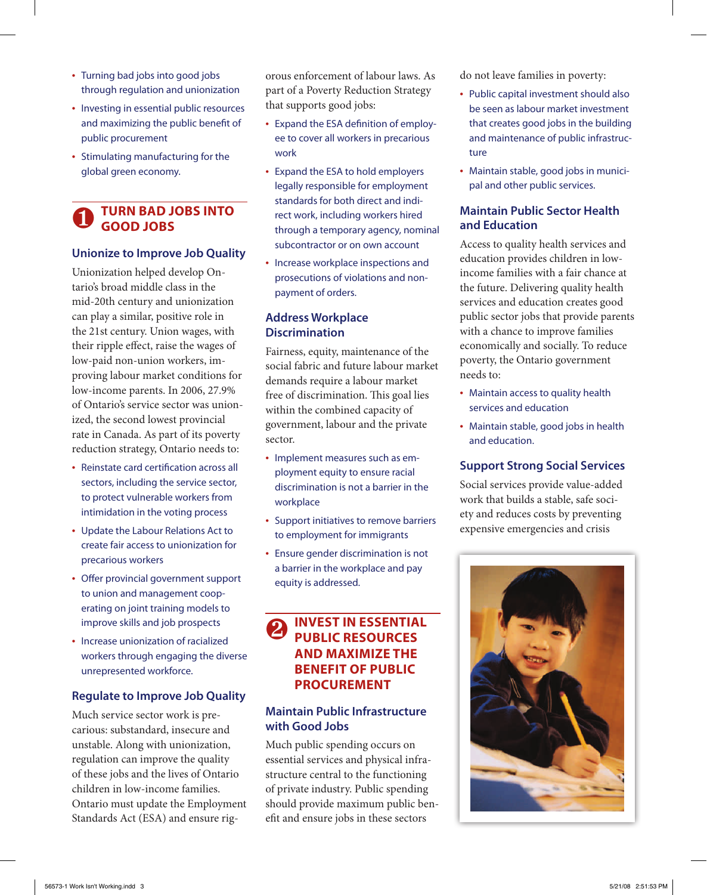- Turning bad jobs into good jobs through regulation and unionization
- Investing in essential public resources and maximizing the public benefit of public procurement
- Stimulating manufacturing for the global green economy.

## 1 TURN BAD JOBS INTO GOOD JOBS

### Unionize to Improve Job Quality

Unionization helped develop Ontario's broad middle class in the mid-20th century and unionization can play a similar, positive role in the 21st century. Union wages, with their ripple effect, raise the wages of low-paid non-union workers, improving labour market conditions for low-income parents. In 2006, 27.9% of Ontario's service sector was unionized, the second lowest provincial rate in Canada. As part of its poverty reduction strategy, Ontario needs to:

- Reinstate card certification across all sectors, including the service sector, to protect vulnerable workers from intimidation in the voting process
- Update the Labour Relations Act to create fair access to unionization for precarious workers
- Offer provincial government support to union and management cooperating on joint training models to improve skills and job prospects
- Increase unionization of racialized workers through engaging the diverse unrepresented workforce.

### Regulate to Improve Job Quality

Much service sector work is precarious: substandard, insecure and unstable. Along with unionization, regulation can improve the quality of these jobs and the lives of Ontario children in low-income families. Ontario must update the Employment Standards Act (ESA) and ensure rigorous enforcement of labour laws. As part of a Poverty Reduction Strategy that supports good jobs:

- Expand the ESA definition of employee to cover all workers in precarious work
- Expand the ESA to hold employers legally responsible for employment standards for both direct and indirect work, including workers hired through a temporary agency, nominal subcontractor or on own account
- Increase workplace inspections and prosecutions of violations and non-payment of orders.

### Address Workplace Discrimination

Fairness, equity, maintenance of the social fabric and future labour market demands require a labour market free of discrimination. This goal lies within the combined capacity of government, labour and the private sector.

- Implement measures such as employment equity to ensure racial discrimination is not a barrier in the workplace
- Support initiatives to remove barriers to employment for immigrants
- Ensure gender discrimination is not a barrier in the workplace and pay equity is addressed.

## 2 INVEST IN ESSENTIAL PUBLIC RESOURCES AND MAXIMIZE THE BENEFIT OF PUBLIC PROCUREMENT

### Maintain Public Infrastructure with Good Jobs

Much public spending occurs on essential services and physical infrastructure central to the functioning of private industry. Public spending should provide maximum public benefit and ensure jobs in these sectors do not leave families in poverty:

- Public capital investment should also be seen as labour market investment that creates good jobs in the building and maintenance of public infrastructure
- Maintain stable, good jobs in municipal and other public services.

### Maintain Public Sector Health and Education

Access to quality health services and education provides children in low-income families with a fair chance at the future. Delivering quality health services and education creates good public sector jobs that provide parents with a chance to improve families economically and socially. To reduce poverty, the Ontario government needs to:

- Maintain access to quality health services and education
- Maintain stable, good jobs in health and education.

### Support Strong Social Services

Social services provide value-added work that builds a stable, safe society and reduces costs by preventing expensive emergencies and crisis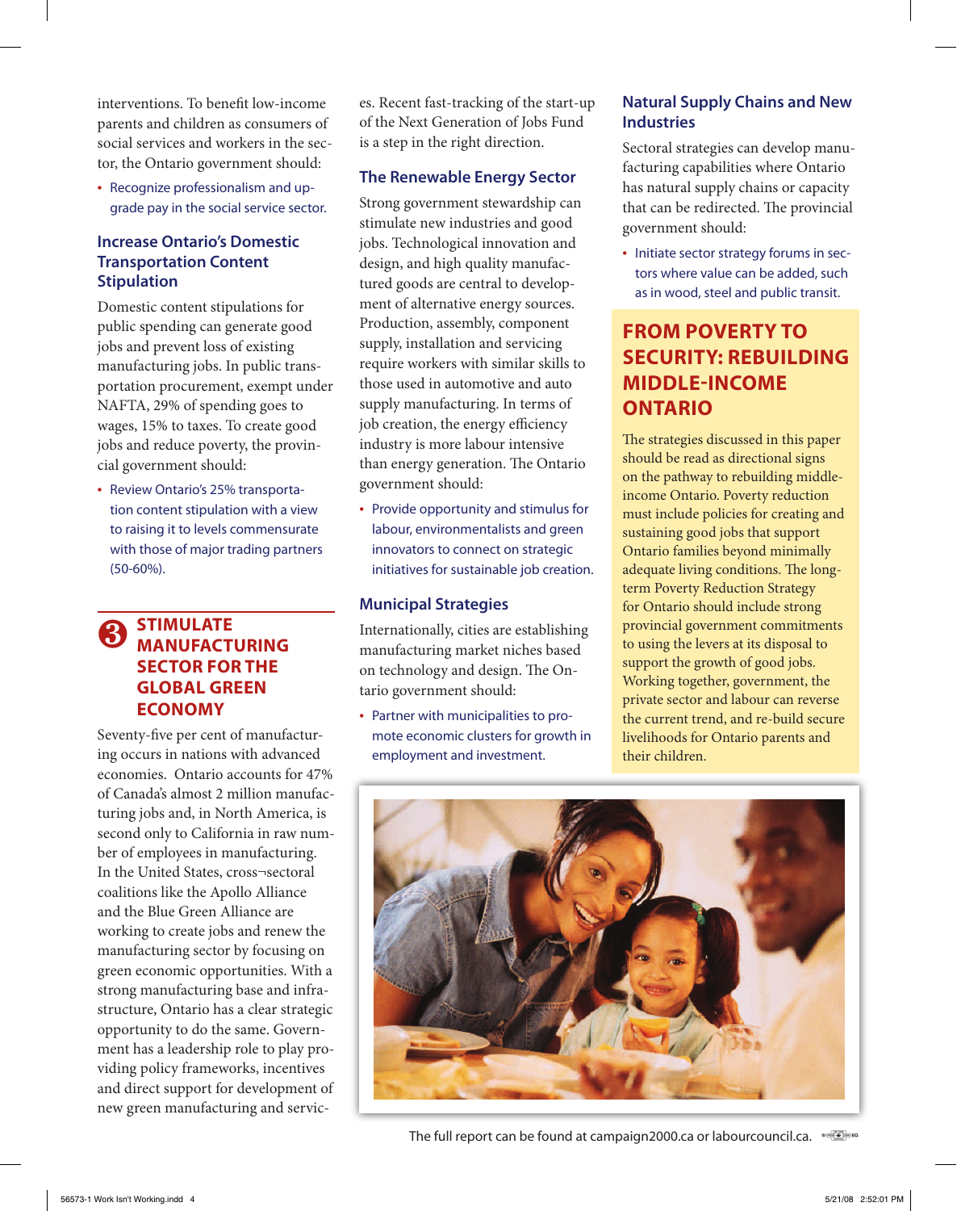interventions. To benefit low-income parents and children as consumers of social services and workers in the sector, the Ontario government should:

- Recognize professionalism and upgrade pay in the social service sector.

### Increase Ontario's Domestic Transportation Content Stipulation

Domestic content stipulations for public spending can generate good jobs and prevent loss of existing manufacturing jobs. In public transportation procurement, exempt under NAFTA, 29% of spending goes to wages, 15% to taxes. To create good jobs and reduce poverty, the provincial government should:

- Review Ontario's 25% transportation content stipulation with a view to raising it to levels commensurate with those of major trading partners (50-60%).

## 3 STIMULATE MANUFACTURING SECTOR FOR THE GLOBAL GREEN ECONOMY

Seventy-five per cent of manufacturing occurs in nations with advanced economies. Ontario accounts for 47% of Canada's almost 2 million manufacturing jobs and, in North America, is second only to California in raw number of employees in manufacturing. In the United States, cross¬sectoral coalitions like the Apollo Alliance and the Blue Green Alliance are working to create jobs and renew the manufacturing sector by focusing on green economic opportunities. With a strong manufacturing base and infrastructure, Ontario has a clear strategic opportunity to do the same. Government has a leadership role to play providing policy frameworks, incentives and direct support for development of new green manufacturing and services. Recent fast-tracking of the start-up of the Next Generation of Jobs Fund is a step in the right direction.

### The Renewable Energy Sector

Strong government stewardship can stimulate new industries and good jobs. Technological innovation and design, and high quality manufactured goods are central to development of alternative energy sources. Production, assembly, component supply, installation and servicing require workers with similar skills to those used in automotive and auto supply manufacturing. In terms of job creation, the energy efficiency industry is more labour intensive than energy generation. The Ontario government should:

- Provide opportunity and stimulus for labour, environmentalists and green innovators to connect on strategic initiatives for sustainable job creation.

### Municipal Strategies

Internationally, cities are establishing manufacturing market niches based on technology and design. The Ontario government should:

- Partner with municipalities to promote economic clusters for growth in employment and investment.

### Natural Supply Chains and New Industries

Sectoral strategies can develop manufacturing capabilities where Ontario has natural supply chains or capacity that can be redirected. The provincial government should:

- Initiate sector strategy forums in sectors where value can be added, such as in wood, steel and public transit.

## FROM POVERTY TO SECURITY: REBUILDING MIDDLE-INCOME ONTARIO

The strategies discussed in this paper should be read as directional signs on the pathway to rebuilding middle-income Ontario. Poverty reduction must include policies for creating and sustaining good jobs that support Ontario families beyond minimally adequate living conditions. The long-term Poverty Reduction Strategy for Ontario should include strong provincial government commitments to using the levers at its disposal to support the growth of good jobs. Working together, government, the private sector and labour can reverse the current trend, and re-build secure livelihoods for Ontario parents and their children.

The full report can be found at campaign2000.ca or labourcouncil.ca.